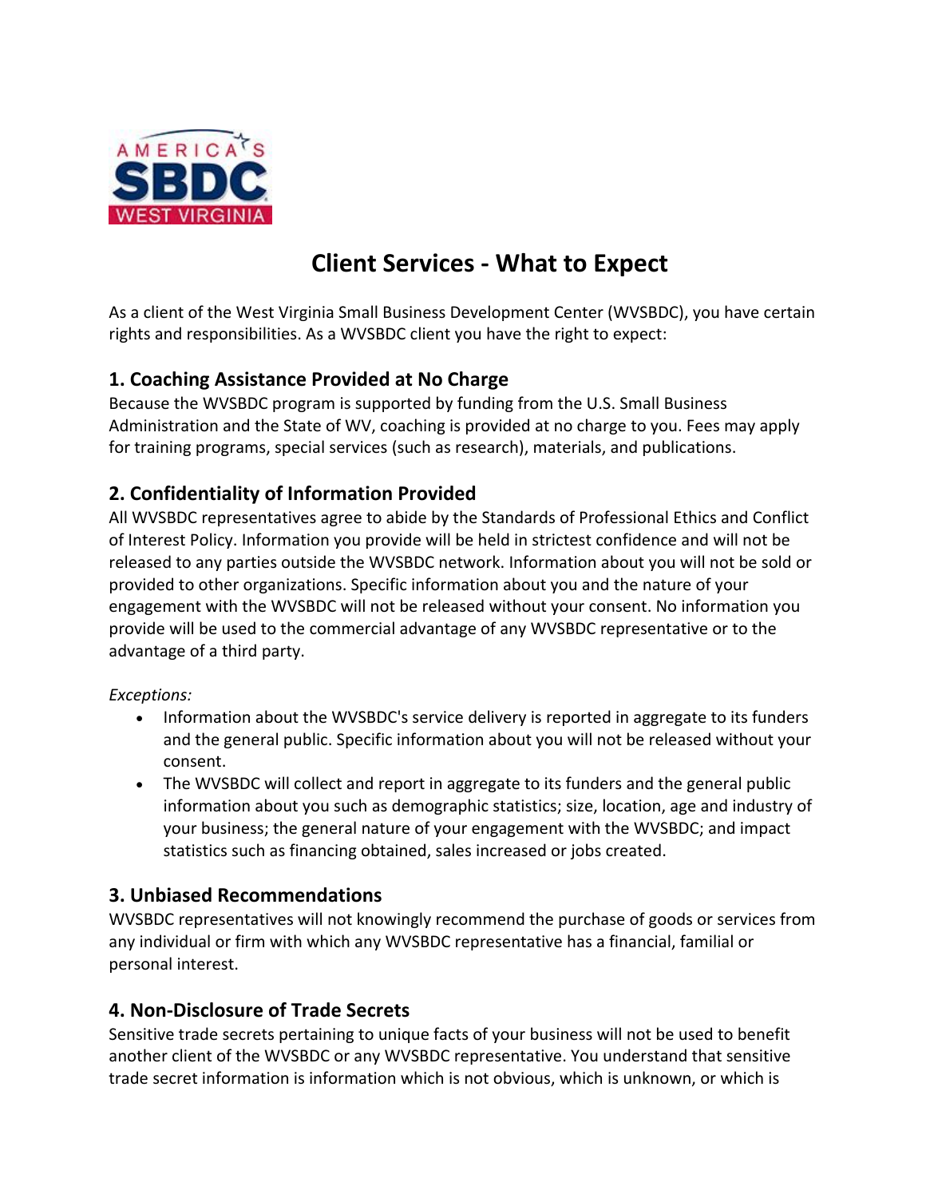# Client Services - What to Expect

As a client of the West Virginia Small Business Development Center (WVSBDC), you have certain rights and responsibilities. As a WVSBDC client you have the right to expect:

## 1. Coaching Assistance Provided at No Charge

Because the WVSBDC program is supported by funding from the U.S. Small Business Administration and the State of WV, coaching is provided at no charge to you. Fees may apply for training programs, special services (such as research), materials, and publications.

## 2. Confidentiality of Information Provided

All WVSBDC representatives agree to abide by the Standards of Professional Ethics and Conflict of Interest Policy. Information you provide will be held in strictest confidence and will not be released to any parties outside the WVSBDC network. Information about you will not be sold or provided to other organizations. Specific information about you and the nature of your engagement with the WVSBDC will not be released without your consent. No information you provide will be used to the commercial advantage of any WVSBDC representative or to the advantage of a third party.

*Exceptions:*

- Information about the WVSBDC's service delivery is reported in aggregate to its funders and the general public. Specific information about you will not be released without your consent.
- The WVSBDC will collect and report in aggregate to its funders and the general public information about you such as demographic statistics; size, location, age and industry of your business; the general nature of your engagement with the WVSBDC; and impact statistics such as financing obtained, sales increased or jobs created.

## 3. Unbiased Recommendations

WVSBDC representatives will not knowingly recommend the purchase of goods or services from any individual or firm with which any WVSBDC representative has a financial, familial or personal interest.

## 4. Non-Disclosure of Trade Secrets

Sensitive trade secrets pertaining to unique facts of your business will not be used to benefit another client of the WVSBDC or any WVSBDC representative. You understand that sensitive trade secret information is information which is not obvious, which is unknown, or which is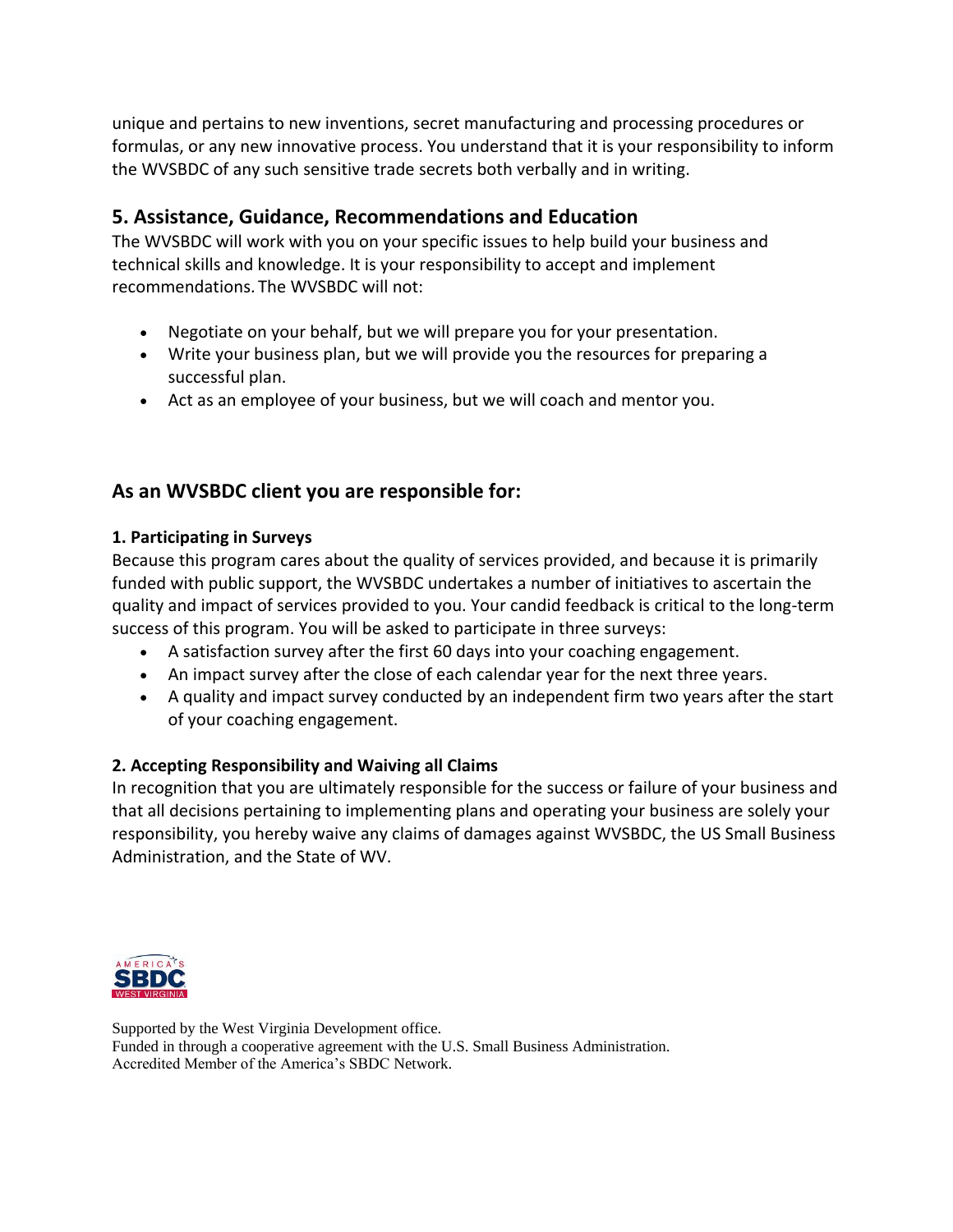unique and pertains to new inventions, secret manufacturing and processing procedures or formulas, or any new innovative process. You understand that it is your responsibility to inform the WVSBDC of any such sensitive trade secrets both verbally and in writing.

## 5. Assistance, Guidance, Recommendations and Education

The WVSBDC will work with you on your specific issues to help build your business and technical skills and knowledge. It is your responsibility to accept and implement recommendations. The WVSBDC will not:

- Negotiate on your behalf, but we will prepare you for your presentation.
- Write your business plan, but we will provide you the resources for preparing a successful plan.
- Act as an employee of your business, but we will coach and mentor you.

## As an WVSBDC client you are responsible for:

### 1. Participating in Surveys

Because this program cares about the quality of services provided, and because it is primarily funded with public support, the WVSBDC undertakes a number of initiatives to ascertain the quality and impact of services provided to you. Your candid feedback is critical to the long-term success of this program. You will be asked to participate in three surveys:

- A satisfaction survey after the first 60 days into your coaching engagement.
- An impact survey after the close of each calendar year for the next three years.
- A quality and impact survey conducted by an independent firm two years after the start of your coaching engagement.

### 2. Accepting Responsibility and Waiving all Claims

In recognition that you are ultimately responsible for the success or failure of your business and that all decisions pertaining to implementing plans and operating your business are solely your responsibility, you hereby waive any claims of damages against WVSBDC, the US Small Business Administration, and the State of WV.

AMERICA'S SBDC WEST VIRGINIA

Supported by the West Virginia Development office.
Funded in through a cooperative agreement with the U.S. Small Business Administration.
Accredited Member of the America's SBDC Network.